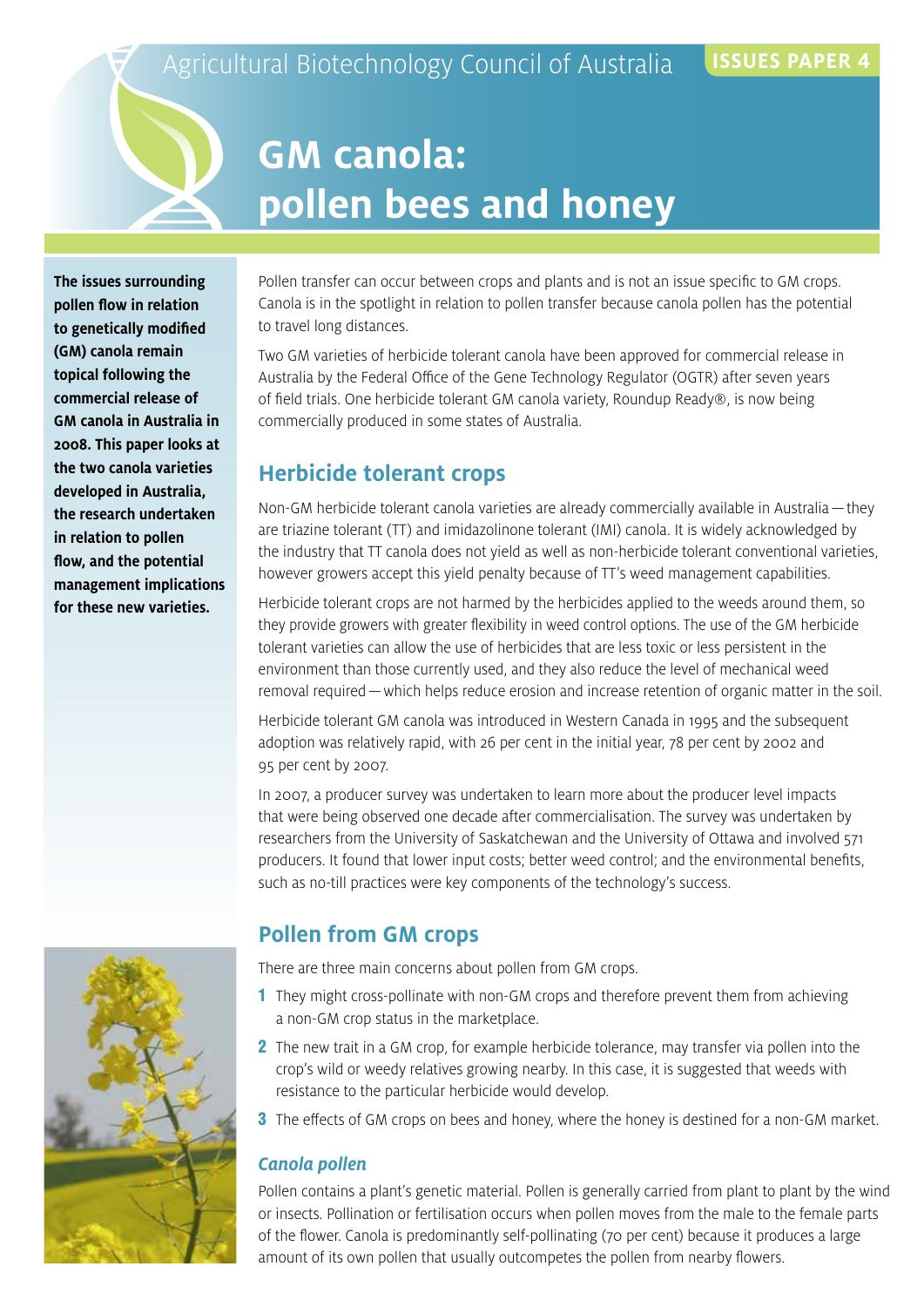Agricultural Biotechnology Council of Australia

**ISSUES PAPER 4**

# GM canola: pollen bees and honey

**The issues surrounding pollen flow in relation to genetically modified (GM) canola remain topical following the commercial release of GM canola in Australia in 2008. This paper looks at the two canola varieties developed in Australia, the research undertaken in relation to pollen flow, and the potential management implications for these new varieties.**

Pollen transfer can occur between crops and plants and is not an issue specific to GM crops. Canola is in the spotlight in relation to pollen transfer because canola pollen has the potential to travel long distances.

Two GM varieties of herbicide tolerant canola have been approved for commercial release in Australia by the Federal Office of the Gene Technology Regulator (OGTR) after seven years of field trials. One herbicide tolerant GM canola variety, Roundup Ready®, is now being commercially produced in some states of Australia.

## Herbicide tolerant crops

Non-GM herbicide tolerant canola varieties are already commercially available in Australia — they are triazine tolerant (TT) and imidazolinone tolerant (IMI) canola. It is widely acknowledged by the industry that TT canola does not yield as well as non-herbicide tolerant conventional varieties, however growers accept this yield penalty because of TT's weed management capabilities.

Herbicide tolerant crops are not harmed by the herbicides applied to the weeds around them, so they provide growers with greater flexibility in weed control options. The use of the GM herbicide tolerant varieties can allow the use of herbicides that are less toxic or less persistent in the environment than those currently used, and they also reduce the level of mechanical weed removal required — which helps reduce erosion and increase retention of organic matter in the soil.

Herbicide tolerant GM canola was introduced in Western Canada in 1995 and the subsequent adoption was relatively rapid, with 26 per cent in the initial year, 78 per cent by 2002 and 95 per cent by 2007.

In 2007, a producer survey was undertaken to learn more about the producer level impacts that were being observed one decade after commercialisation. The survey was undertaken by researchers from the University of Saskatchewan and the University of Ottawa and involved 571 producers. It found that lower input costs; better weed control; and the environmental benefits, such as no-till practices were key components of the technology's success.

## Pollen from GM crops

There are three main concerns about pollen from GM crops.

1. They might cross-pollinate with non-GM crops and therefore prevent them from achieving a non-GM crop status in the marketplace.
2. The new trait in a GM crop, for example herbicide tolerance, may transfer via pollen into the crop's wild or weedy relatives growing nearby. In this case, it is suggested that weeds with resistance to the particular herbicide would develop.
3. The effects of GM crops on bees and honey, where the honey is destined for a non-GM market.

### *Canola pollen*

Pollen contains a plant's genetic material. Pollen is generally carried from plant to plant by the wind or insects. Pollination or fertilisation occurs when pollen moves from the male to the female parts of the flower. Canola is predominantly self-pollinating (70 per cent) because it produces a large amount of its own pollen that usually outcompetes the pollen from nearby flowers.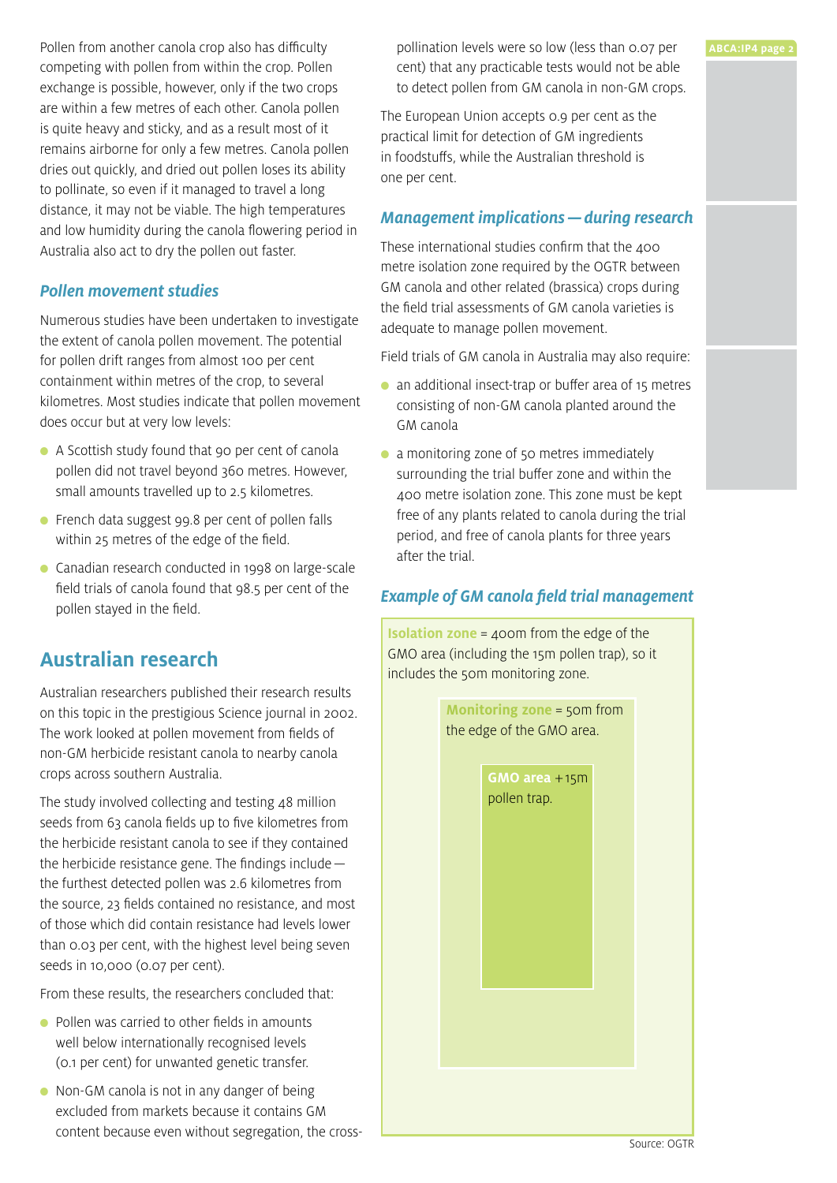Pollen from another canola crop also has difficulty competing with pollen from within the crop. Pollen exchange is possible, however, only if the two crops are within a few metres of each other. Canola pollen is quite heavy and sticky, and as a result most of it remains airborne for only a few metres. Canola pollen dries out quickly, and dried out pollen loses its ability to pollinate, so even if it managed to travel a long distance, it may not be viable. The high temperatures and low humidity during the canola flowering period in Australia also act to dry the pollen out faster.

### *Pollen movement studies*

Numerous studies have been undertaken to investigate the extent of canola pollen movement. The potential for pollen drift ranges from almost 100 per cent containment within metres of the crop, to several kilometres. Most studies indicate that pollen movement does occur but at very low levels:

- A Scottish study found that 90 per cent of canola pollen did not travel beyond 360 metres. However, small amounts travelled up to 2.5 kilometres.
- French data suggest 99.8 per cent of pollen falls within 25 metres of the edge of the field.
- Canadian research conducted in 1998 on large-scale field trials of canola found that 98.5 per cent of the pollen stayed in the field.

## Australian research

Australian researchers published their research results on this topic in the prestigious Science journal in 2002. The work looked at pollen movement from fields of non-GM herbicide resistant canola to nearby canola crops across southern Australia.

The study involved collecting and testing 48 million seeds from 63 canola fields up to five kilometres from the herbicide resistant canola to see if they contained the herbicide resistance gene. The findings include — the furthest detected pollen was 2.6 kilometres from the source, 23 fields contained no resistance, and most of those which did contain resistance had levels lower than 0.03 per cent, with the highest level being seven seeds in 10,000 (0.07 per cent).

From these results, the researchers concluded that:

- Pollen was carried to other fields in amounts well below internationally recognised levels (0.1 per cent) for unwanted genetic transfer.
- Non-GM canola is not in any danger of being excluded from markets because it contains GM content because even without segregation, the cross-pollination levels were so low (less than 0.07 per cent) that any practicable tests would not be able to detect pollen from GM canola in non-GM crops.

The European Union accepts 0.9 per cent as the practical limit for detection of GM ingredients in foodstuffs, while the Australian threshold is one per cent.

### *Management implications — during research*

These international studies confirm that the 400 metre isolation zone required by the OGTR between GM canola and other related (brassica) crops during the field trial assessments of GM canola varieties is adequate to manage pollen movement.

Field trials of GM canola in Australia may also require:

- an additional insect-trap or buffer area of 15 metres consisting of non-GM canola planted around the GM canola
- a monitoring zone of 50 metres immediately surrounding the trial buffer zone and within the 400 metre isolation zone. This zone must be kept free of any plants related to canola during the trial period, and free of canola plants for three years after the trial.

### *Example of GM canola field trial management*

**Isolation zone** = 400m from the edge of the GMO area (including the 15m pollen trap), so it includes the 50m monitoring zone.

**Monitoring zone** = 50m from the edge of the GMO area.

**GMO area** + 15m pollen trap.

Source: OGTR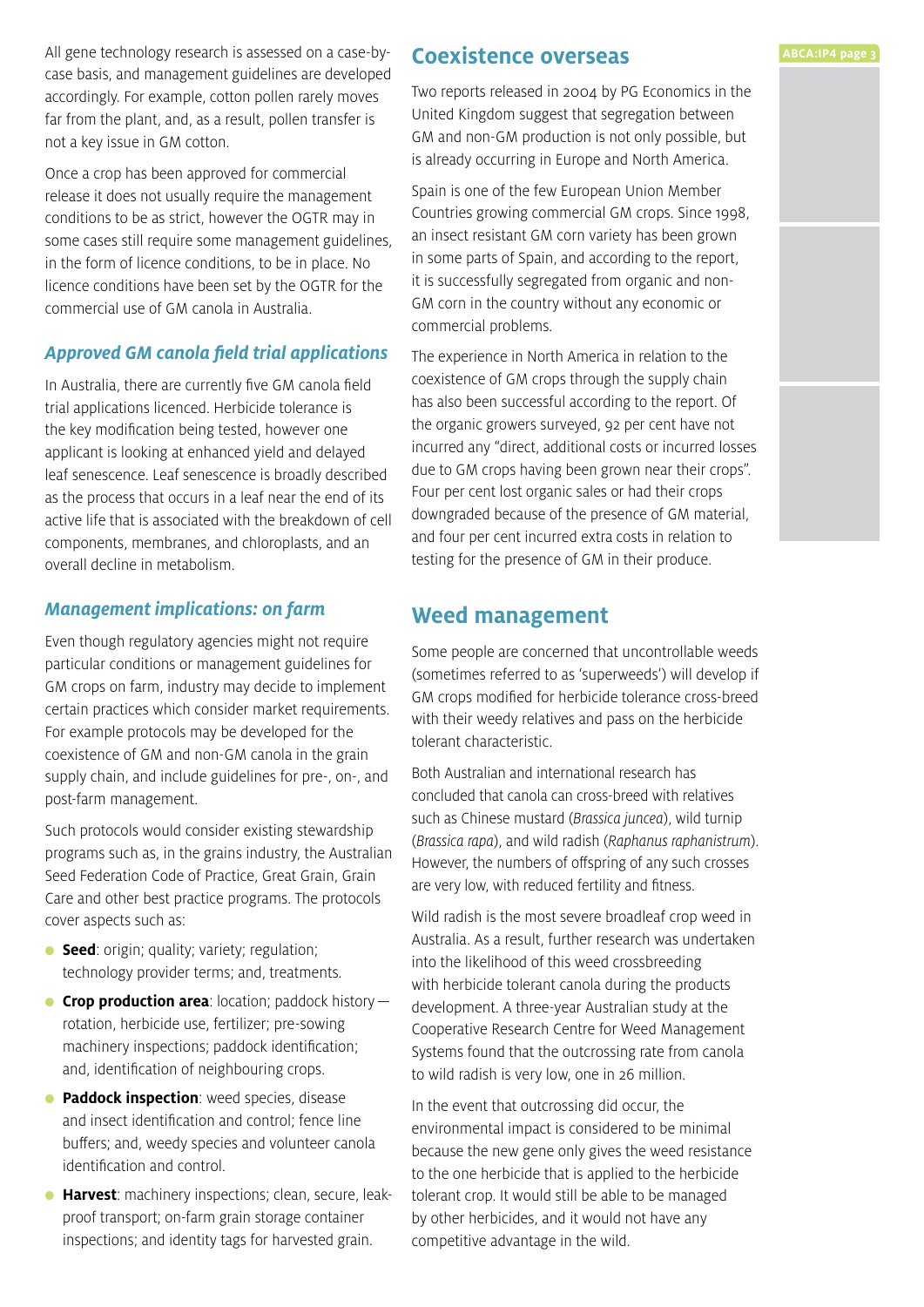All gene technology research is assessed on a case-by-case basis, and management guidelines are developed accordingly. For example, cotton pollen rarely moves far from the plant, and, as a result, pollen transfer is not a key issue in GM cotton.

Once a crop has been approved for commercial release it does not usually require the management conditions to be as strict, however the OGTR may in some cases still require some management guidelines, in the form of licence conditions, to be in place. No licence conditions have been set by the OGTR for the commercial use of GM canola in Australia.

### *Approved GM canola field trial applications*

In Australia, there are currently five GM canola field trial applications licenced. Herbicide tolerance is the key modification being tested, however one applicant is looking at enhanced yield and delayed leaf senescence. Leaf senescence is broadly described as the process that occurs in a leaf near the end of its active life that is associated with the breakdown of cell components, membranes, and chloroplasts, and an overall decline in metabolism.

### *Management implications: on farm*

Even though regulatory agencies might not require particular conditions or management guidelines for GM crops on farm, industry may decide to implement certain practices which consider market requirements. For example protocols may be developed for the coexistence of GM and non-GM canola in the grain supply chain, and include guidelines for pre-, on-, and post-farm management.

Such protocols would consider existing stewardship programs such as, in the grains industry, the Australian Seed Federation Code of Practice, Great Grain, Grain Care and other best practice programs. The protocols cover aspects such as:

- **Seed**: origin; quality; variety; regulation; technology provider terms; and, treatments.
- **Crop production area**: location; paddock history—rotation, herbicide use, fertilizer; pre-sowing machinery inspections; paddock identification; and, identification of neighbouring crops.
- **Paddock inspection**: weed species, disease and insect identification and control; fence line buffers; and, weedy species and volunteer canola identification and control.
- **Harvest**: machinery inspections; clean, secure, leak-proof transport; on-farm grain storage container inspections; and identity tags for harvested grain.

## Coexistence overseas

Two reports released in 2004 by PG Economics in the United Kingdom suggest that segregation between GM and non-GM production is not only possible, but is already occurring in Europe and North America.

Spain is one of the few European Union Member Countries growing commercial GM crops. Since 1998, an insect resistant GM corn variety has been grown in some parts of Spain, and according to the report, it is successfully segregated from organic and non-GM corn in the country without any economic or commercial problems.

The experience in North America in relation to the coexistence of GM crops through the supply chain has also been successful according to the report. Of the organic growers surveyed, 92 per cent have not incurred any "direct, additional costs or incurred losses due to GM crops having been grown near their crops". Four per cent lost organic sales or had their crops downgraded because of the presence of GM material, and four per cent incurred extra costs in relation to testing for the presence of GM in their produce.

## Weed management

Some people are concerned that uncontrollable weeds (sometimes referred to as 'superweeds') will develop if GM crops modified for herbicide tolerance cross-breed with their weedy relatives and pass on the herbicide tolerant characteristic.

Both Australian and international research has concluded that canola can cross-breed with relatives such as Chinese mustard (*Brassica juncea*), wild turnip (*Brassica rapa*), and wild radish (*Raphanus raphanistrum*). However, the numbers of offspring of any such crosses are very low, with reduced fertility and fitness.

Wild radish is the most severe broadleaf crop weed in Australia. As a result, further research was undertaken into the likelihood of this weed crossbreeding with herbicide tolerant canola during the products development. A three-year Australian study at the Cooperative Research Centre for Weed Management Systems found that the outcrossing rate from canola to wild radish is very low, one in 26 million.

In the event that outcrossing did occur, the environmental impact is considered to be minimal because the new gene only gives the weed resistance to the one herbicide that is applied to the herbicide tolerant crop. It would still be able to be managed by other herbicides, and it would not have any competitive advantage in the wild.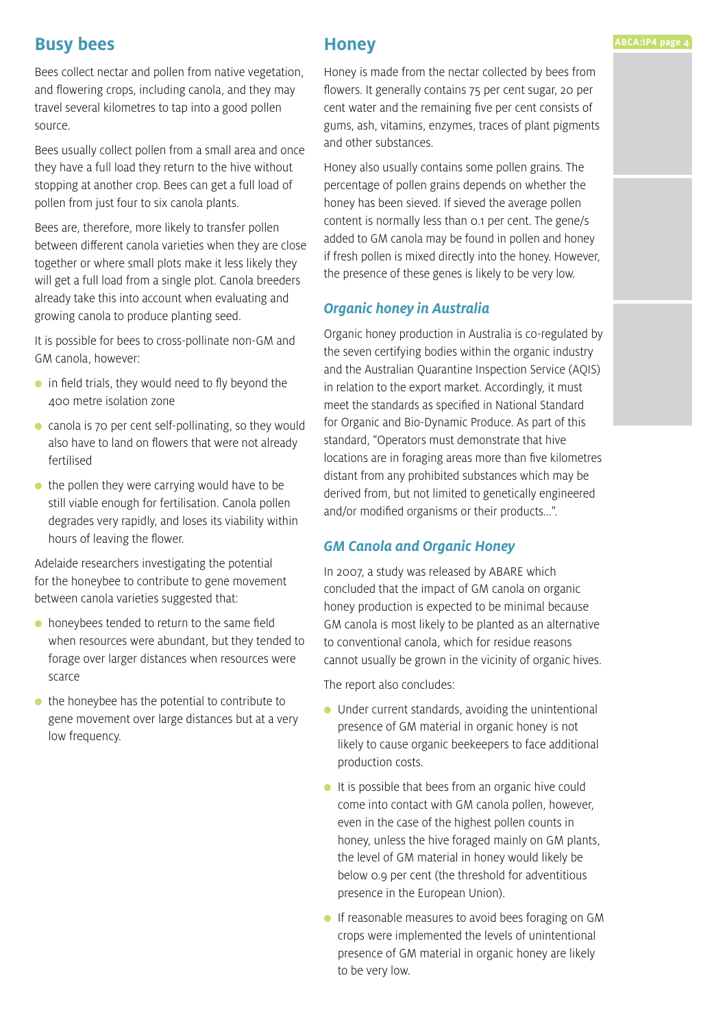## Busy bees

Bees collect nectar and pollen from native vegetation, and flowering crops, including canola, and they may travel several kilometres to tap into a good pollen source.

Bees usually collect pollen from a small area and once they have a full load they return to the hive without stopping at another crop. Bees can get a full load of pollen from just four to six canola plants.

Bees are, therefore, more likely to transfer pollen between different canola varieties when they are close together or where small plots make it less likely they will get a full load from a single plot. Canola breeders already take this into account when evaluating and growing canola to produce planting seed.

It is possible for bees to cross-pollinate non-GM and GM canola, however:

- in field trials, they would need to fly beyond the 400 metre isolation zone
- canola is 70 per cent self-pollinating, so they would also have to land on flowers that were not already fertilised
- the pollen they were carrying would have to be still viable enough for fertilisation. Canola pollen degrades very rapidly, and loses its viability within hours of leaving the flower.

Adelaide researchers investigating the potential for the honeybee to contribute to gene movement between canola varieties suggested that:

- honeybees tended to return to the same field when resources were abundant, but they tended to forage over larger distances when resources were scarce
- the honeybee has the potential to contribute to gene movement over large distances but at a very low frequency.

## Honey

Honey is made from the nectar collected by bees from flowers. It generally contains 75 per cent sugar, 20 per cent water and the remaining five per cent consists of gums, ash, vitamins, enzymes, traces of plant pigments and other substances.

Honey also usually contains some pollen grains. The percentage of pollen grains depends on whether the honey has been sieved. If sieved the average pollen content is normally less than 0.1 per cent. The gene/s added to GM canola may be found in pollen and honey if fresh pollen is mixed directly into the honey. However, the presence of these genes is likely to be very low.

### *Organic honey in Australia*

Organic honey production in Australia is co-regulated by the seven certifying bodies within the organic industry and the Australian Quarantine Inspection Service (AQIS) in relation to the export market. Accordingly, it must meet the standards as specified in National Standard for Organic and Bio-Dynamic Produce. As part of this standard, "Operators must demonstrate that hive locations are in foraging areas more than five kilometres distant from any prohibited substances which may be derived from, but not limited to genetically engineered and/or modified organisms or their products…".

### *GM Canola and Organic Honey*

In 2007, a study was released by ABARE which concluded that the impact of GM canola on organic honey production is expected to be minimal because GM canola is most likely to be planted as an alternative to conventional canola, which for residue reasons cannot usually be grown in the vicinity of organic hives.

The report also concludes:

- Under current standards, avoiding the unintentional presence of GM material in organic honey is not likely to cause organic beekeepers to face additional production costs.
- It is possible that bees from an organic hive could come into contact with GM canola pollen, however, even in the case of the highest pollen counts in honey, unless the hive foraged mainly on GM plants, the level of GM material in honey would likely be below 0.9 per cent (the threshold for adventitious presence in the European Union).
- If reasonable measures to avoid bees foraging on GM crops were implemented the levels of unintentional presence of GM material in organic honey are likely to be very low.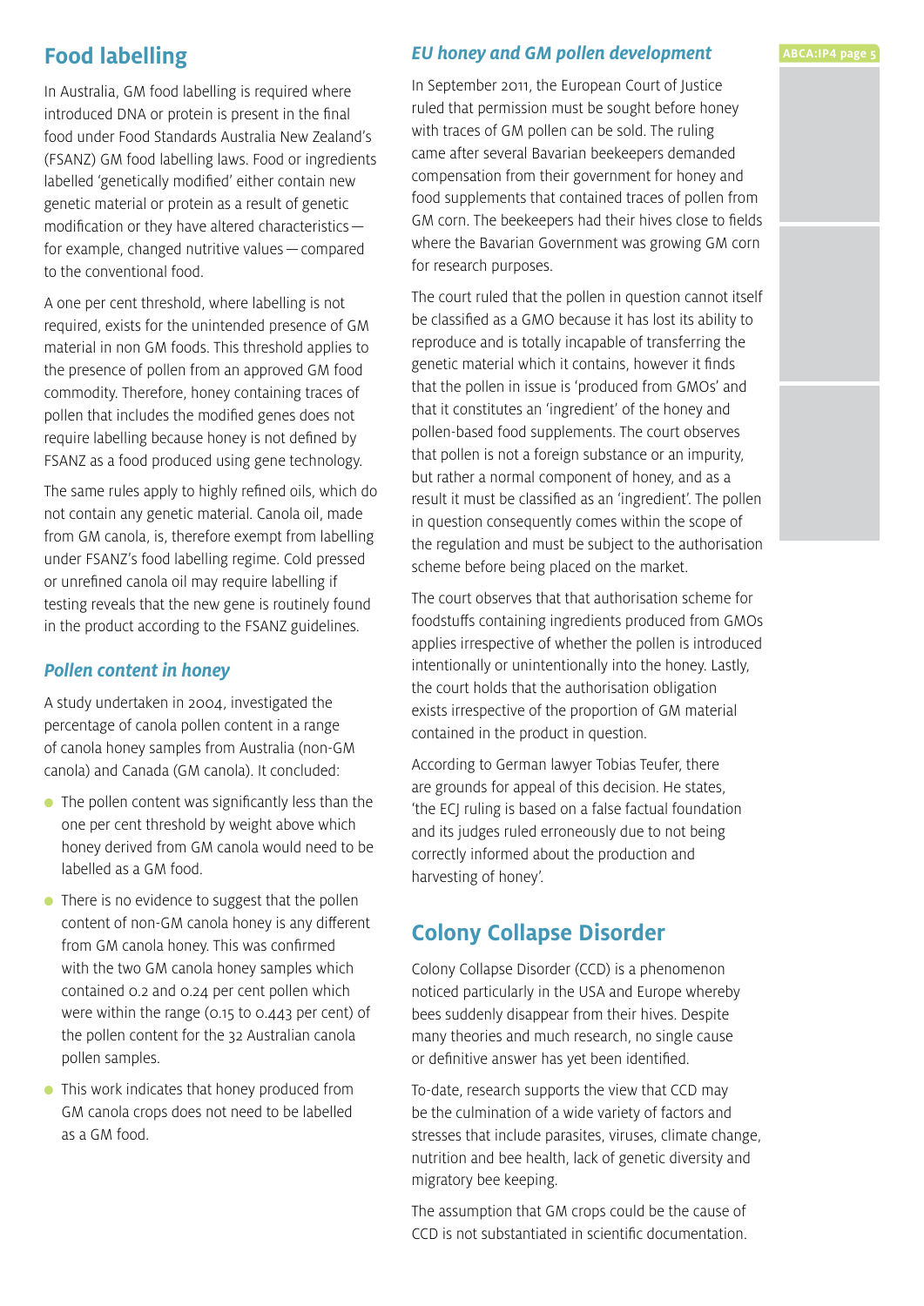## Food labelling

In Australia, GM food labelling is required where introduced DNA or protein is present in the final food under Food Standards Australia New Zealand's (FSANZ) GM food labelling laws. Food or ingredients labelled 'genetically modified' either contain new genetic material or protein as a result of genetic modification or they have altered characteristics — for example, changed nutritive values — compared to the conventional food.

A one per cent threshold, where labelling is not required, exists for the unintended presence of GM material in non GM foods. This threshold applies to the presence of pollen from an approved GM food commodity. Therefore, honey containing traces of pollen that includes the modified genes does not require labelling because honey is not defined by FSANZ as a food produced using gene technology.

The same rules apply to highly refined oils, which do not contain any genetic material. Canola oil, made from GM canola, is, therefore exempt from labelling under FSANZ's food labelling regime. Cold pressed or unrefined canola oil may require labelling if testing reveals that the new gene is routinely found in the product according to the FSANZ guidelines.

### *Pollen content in honey*

A study undertaken in 2004, investigated the percentage of canola pollen content in a range of canola honey samples from Australia (non-GM canola) and Canada (GM canola). It concluded:

- The pollen content was significantly less than the one per cent threshold by weight above which honey derived from GM canola would need to be labelled as a GM food.
- There is no evidence to suggest that the pollen content of non-GM canola honey is any different from GM canola honey. This was confirmed with the two GM canola honey samples which contained 0.2 and 0.24 per cent pollen which were within the range (0.15 to 0.443 per cent) of the pollen content for the 32 Australian canola pollen samples.
- This work indicates that honey produced from GM canola crops does not need to be labelled as a GM food.

### *EU honey and GM pollen development*

In September 2011, the European Court of Justice ruled that permission must be sought before honey with traces of GM pollen can be sold. The ruling came after several Bavarian beekeepers demanded compensation from their government for honey and food supplements that contained traces of pollen from GM corn. The beekeepers had their hives close to fields where the Bavarian Government was growing GM corn for research purposes.

The court ruled that the pollen in question cannot itself be classified as a GMO because it has lost its ability to reproduce and is totally incapable of transferring the genetic material which it contains, however it finds that the pollen in issue is 'produced from GMOs' and that it constitutes an 'ingredient' of the honey and pollen-based food supplements. The court observes that pollen is not a foreign substance or an impurity, but rather a normal component of honey, and as a result it must be classified as an 'ingredient'. The pollen in question consequently comes within the scope of the regulation and must be subject to the authorisation scheme before being placed on the market.

The court observes that that authorisation scheme for foodstuffs containing ingredients produced from GMOs applies irrespective of whether the pollen is introduced intentionally or unintentionally into the honey. Lastly, the court holds that the authorisation obligation exists irrespective of the proportion of GM material contained in the product in question.

According to German lawyer Tobias Teufer, there are grounds for appeal of this decision. He states, 'the ECJ ruling is based on a false factual foundation and its judges ruled erroneously due to not being correctly informed about the production and harvesting of honey'.

## Colony Collapse Disorder

Colony Collapse Disorder (CCD) is a phenomenon noticed particularly in the USA and Europe whereby bees suddenly disappear from their hives. Despite many theories and much research, no single cause or definitive answer has yet been identified.

To-date, research supports the view that CCD may be the culmination of a wide variety of factors and stresses that include parasites, viruses, climate change, nutrition and bee health, lack of genetic diversity and migratory bee keeping.

The assumption that GM crops could be the cause of CCD is not substantiated in scientific documentation.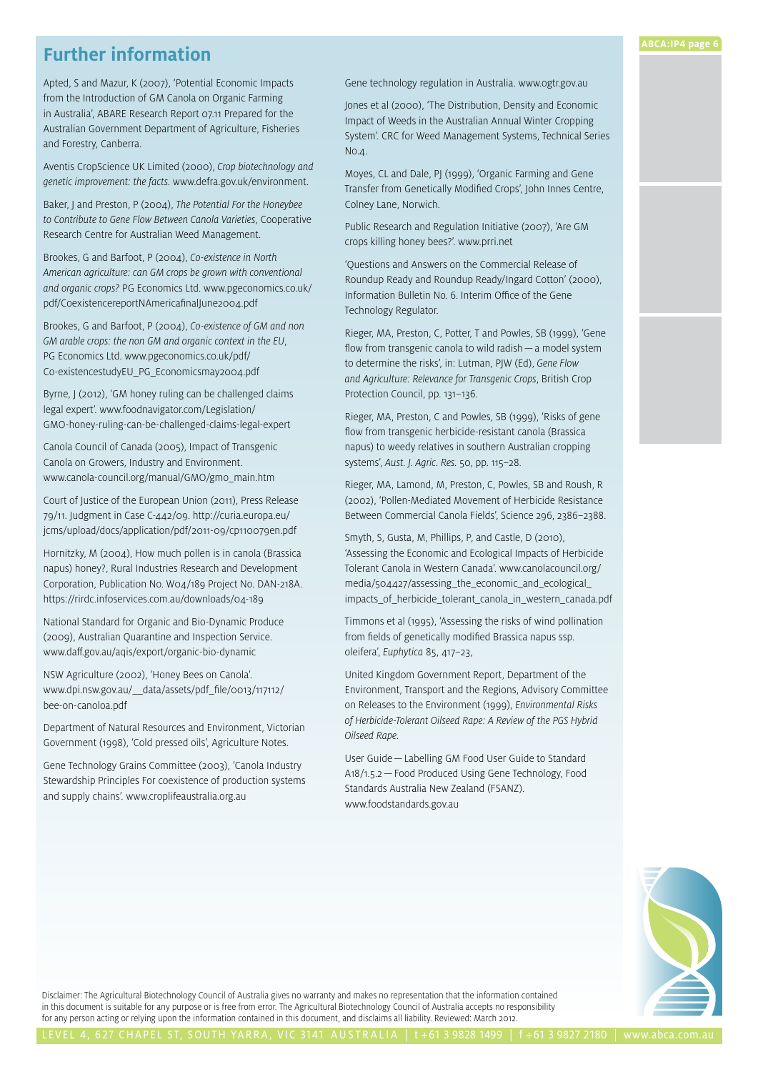# Further information

Apted, S and Mazur, K (2007), 'Potential Economic Impacts from the Introduction of GM Canola on Organic Farming in Australia', ABARE Research Report 07.11 Prepared for the Australian Government Department of Agriculture, Fisheries and Forestry, Canberra.

Aventis CropScience UK Limited (2000), *Crop biotechnology and genetic improvement: the facts*. www.defra.gov.uk/environment.

Baker, J and Preston, P (2004), *The Potential For the Honeybee to Contribute to Gene Flow Between Canola Varieties*, Cooperative Research Centre for Australian Weed Management.

Brookes, G and Barfoot, P (2004), *Co-existence in North American agriculture: can GM crops be grown with conventional and organic crops?* PG Economics Ltd. www.pgeconomics.co.uk/pdf/CoexistencereportNAmericafinalJune2004.pdf

Brookes, G and Barfoot, P (2004), *Co-existence of GM and non GM arable crops: the non GM and organic context in the EU*, PG Economics Ltd. www.pgeconomics.co.uk/pdf/Co-existencestudyEU_PG_Economicsmay2004.pdf

Byrne, J (2012), 'GM honey ruling can be challenged claims legal expert'. www.foodnavigator.com/Legislation/GMO-honey-ruling-can-be-challenged-claims-legal-expert

Canola Council of Canada (2005), Impact of Transgenic Canola on Growers, Industry and Environment. www.canola-council.org/manual/GMO/gmo_main.htm

Court of Justice of the European Union (2011), Press Release 79/11. Judgment in Case C-442/09. http://curia.europa.eu/jcms/upload/docs/application/pdf/2011-09/cp110079en.pdf

Hornitzky, M (2004), How much pollen is in canola (Brassica napus) honey?, Rural Industries Research and Development Corporation, Publication No. W04/189 Project No. DAN-218A. https://rirdc.infoservices.com.au/downloads/04-189

National Standard for Organic and Bio-Dynamic Produce (2009), Australian Quarantine and Inspection Service. www.daff.gov.au/aqis/export/organic-bio-dynamic

NSW Agriculture (2002), 'Honey Bees on Canola'. www.dpi.nsw.gov.au/__data/assets/pdf_file/0013/117112/bee-on-canoloa.pdf

Department of Natural Resources and Environment, Victorian Government (1998), 'Cold pressed oils', Agriculture Notes.

Gene Technology Grains Committee (2003), 'Canola Industry Stewardship Principles For coexistence of production systems and supply chains'. www.croplifeaustralia.org.au

Gene technology regulation in Australia. www.ogtr.gov.au

Jones et al (2000), 'The Distribution, Density and Economic Impact of Weeds in the Australian Annual Winter Cropping System'. CRC for Weed Management Systems, Technical Series No.4.

Moyes, CL and Dale, PJ (1999), 'Organic Farming and Gene Transfer from Genetically Modified Crops', John Innes Centre, Colney Lane, Norwich.

Public Research and Regulation Initiative (2007), 'Are GM crops killing honey bees?'. www.prri.net

'Questions and Answers on the Commercial Release of Roundup Ready and Roundup Ready/Ingard Cotton' (2000), Information Bulletin No. 6. Interim Office of the Gene Technology Regulator.

Rieger, MA, Preston, C, Potter, T and Powles, SB (1999), 'Gene flow from transgenic canola to wild radish — a model system to determine the risks', in: Lutman, PJW (Ed), *Gene Flow and Agriculture: Relevance for Transgenic Crops*, British Crop Protection Council, pp. 131–136.

Rieger, MA, Preston, C and Powles, SB (1999), 'Risks of gene flow from transgenic herbicide-resistant canola (Brassica napus) to weedy relatives in southern Australian cropping systems', *Aust. J. Agric. Res.* 50, pp. 115–28.

Rieger, MA, Lamond, M, Preston, C, Powles, SB and Roush, R (2002), 'Pollen-Mediated Movement of Herbicide Resistance Between Commercial Canola Fields', Science 296, 2386–2388.

Smyth, S, Gusta, M, Phillips, P, and Castle, D (2010), 'Assessing the Economic and Ecological Impacts of Herbicide Tolerant Canola in Western Canada'. www.canolacouncil.org/media/504427/assessing_the_economic_and_ecological_impacts_of_herbicide_tolerant_canola_in_western_canada.pdf

Timmons et al (1995), 'Assessing the risks of wind pollination from fields of genetically modified Brassica napus ssp. oleifera', *Euphytica* 85, 417–23,

United Kingdom Government Report, Department of the Environment, Transport and the Regions, Advisory Committee on Releases to the Environment (1999), *Environmental Risks of Herbicide-Tolerant Oilseed Rape: A Review of the PGS Hybrid Oilseed Rape.*

User Guide — Labelling GM Food User Guide to Standard A18/1.5.2 — Food Produced Using Gene Technology, Food Standards Australia New Zealand (FSANZ). www.foodstandards.gov.au

Disclaimer: The Agricultural Biotechnology Council of Australia gives no warranty and makes no representation that the information contained in this document is suitable for any purpose or is free from error. The Agricultural Biotechnology Council of Australia accepts no responsibility for any person acting or relying upon the information contained in this document, and disclaims all liability. Reviewed: March 2012.

LEVEL 4, 627 CHAPEL ST, SOUTH YARRA, VIC 3141 AUSTRALIA | t +61 3 9828 1499 | f +61 3 9827 2180 | www.abca.com.au